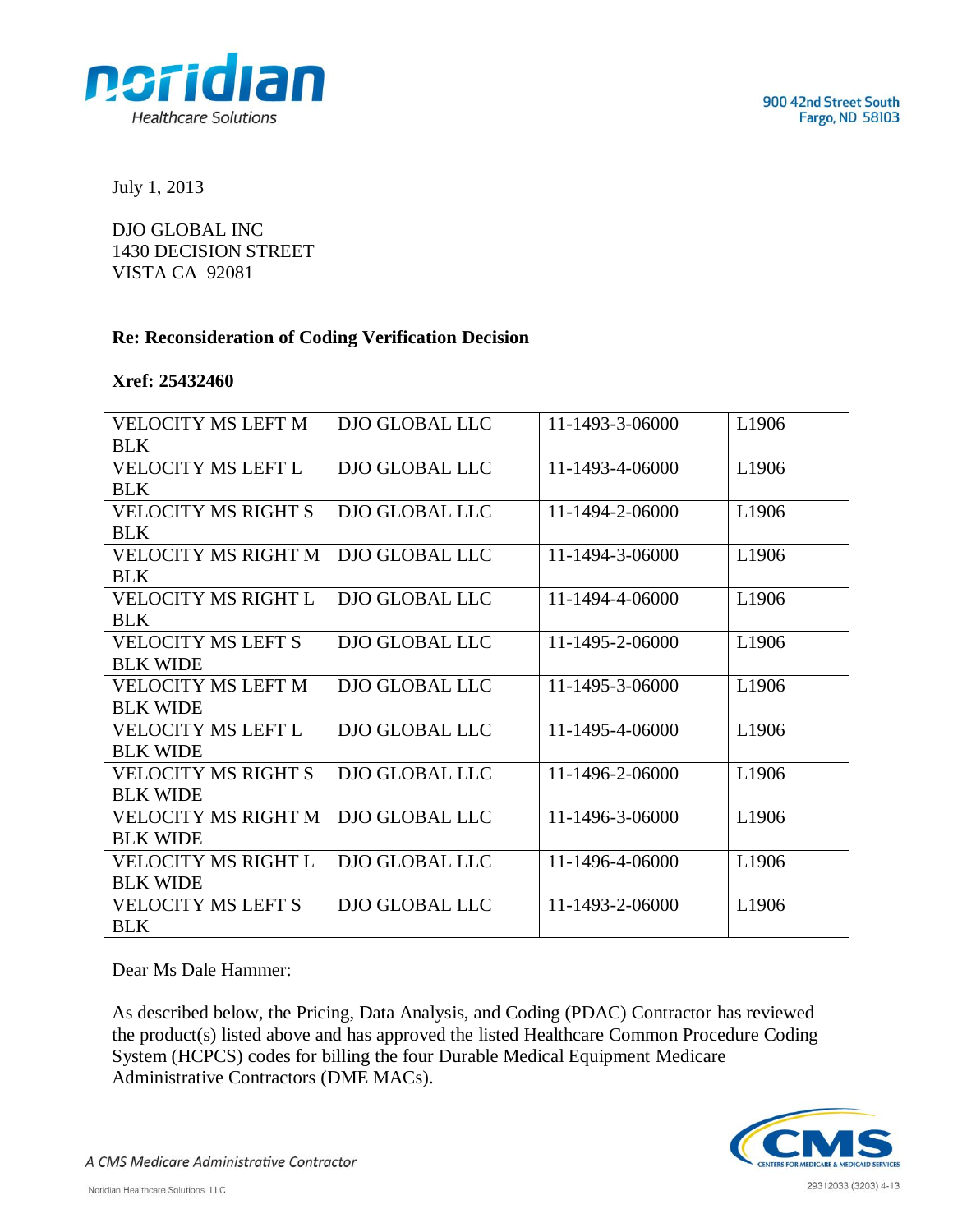900 42nd Street South
Fargo, ND 58103

July 1, 2013

DJO GLOBAL INC
1430 DECISION STREET
VISTA CA 92081

**Re: Reconsideration of Coding Verification Decision**

**Xref: 25432460**

| | | | |
|---|---|---|---|
| VELOCITY MS LEFT M BLK | DJO GLOBAL LLC | 11-1493-3-06000 | L1906 |
| VELOCITY MS LEFT L BLK | DJO GLOBAL LLC | 11-1493-4-06000 | L1906 |
| VELOCITY MS RIGHT S BLK | DJO GLOBAL LLC | 11-1494-2-06000 | L1906 |
| VELOCITY MS RIGHT M BLK | DJO GLOBAL LLC | 11-1494-3-06000 | L1906 |
| VELOCITY MS RIGHT L BLK | DJO GLOBAL LLC | 11-1494-4-06000 | L1906 |
| VELOCITY MS LEFT S BLK WIDE | DJO GLOBAL LLC | 11-1495-2-06000 | L1906 |
| VELOCITY MS LEFT M BLK WIDE | DJO GLOBAL LLC | 11-1495-3-06000 | L1906 |
| VELOCITY MS LEFT L BLK WIDE | DJO GLOBAL LLC | 11-1495-4-06000 | L1906 |
| VELOCITY MS RIGHT S BLK WIDE | DJO GLOBAL LLC | 11-1496-2-06000 | L1906 |
| VELOCITY MS RIGHT M BLK WIDE | DJO GLOBAL LLC | 11-1496-3-06000 | L1906 |
| VELOCITY MS RIGHT L BLK WIDE | DJO GLOBAL LLC | 11-1496-4-06000 | L1906 |
| VELOCITY MS LEFT S BLK | DJO GLOBAL LLC | 11-1493-2-06000 | L1906 |

Dear Ms Dale Hammer:

As described below, the Pricing, Data Analysis, and Coding (PDAC) Contractor has reviewed the product(s) listed above and has approved the listed Healthcare Common Procedure Coding System (HCPCS) codes for billing the four Durable Medical Equipment Medicare Administrative Contractors (DME MACs).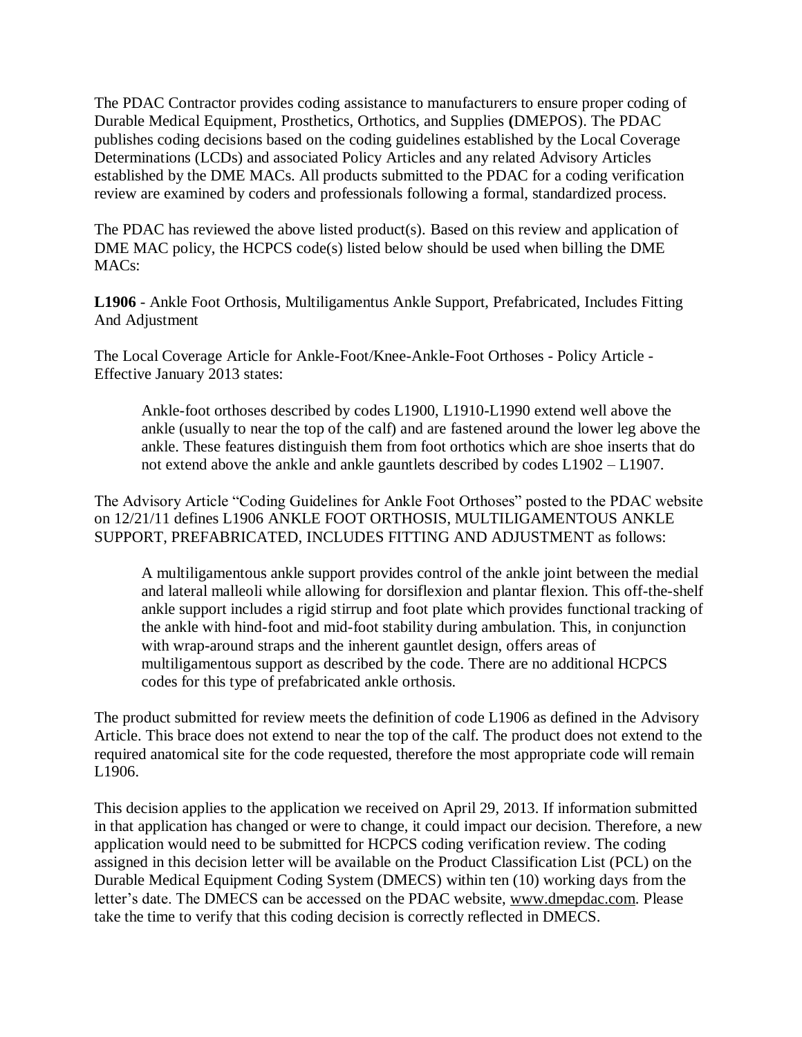The PDAC Contractor provides coding assistance to manufacturers to ensure proper coding of Durable Medical Equipment, Prosthetics, Orthotics, and Supplies **(**DMEPOS). The PDAC publishes coding decisions based on the coding guidelines established by the Local Coverage Determinations (LCDs) and associated Policy Articles and any related Advisory Articles established by the DME MACs. All products submitted to the PDAC for a coding verification review are examined by coders and professionals following a formal, standardized process.

The PDAC has reviewed the above listed product(s). Based on this review and application of DME MAC policy, the HCPCS code(s) listed below should be used when billing the DME MACs:

**L1906** - Ankle Foot Orthosis, Multiligamentus Ankle Support, Prefabricated, Includes Fitting And Adjustment

The Local Coverage Article for Ankle-Foot/Knee-Ankle-Foot Orthoses - Policy Article - Effective January 2013 states:

> Ankle-foot orthoses described by codes L1900, L1910-L1990 extend well above the ankle (usually to near the top of the calf) and are fastened around the lower leg above the ankle. These features distinguish them from foot orthotics which are shoe inserts that do not extend above the ankle and ankle gauntlets described by codes L1902 – L1907.

The Advisory Article "Coding Guidelines for Ankle Foot Orthoses" posted to the PDAC website on 12/21/11 defines L1906 ANKLE FOOT ORTHOSIS, MULTILIGAMENTOUS ANKLE SUPPORT, PREFABRICATED, INCLUDES FITTING AND ADJUSTMENT as follows:

> A multiligamentous ankle support provides control of the ankle joint between the medial and lateral malleoli while allowing for dorsiflexion and plantar flexion. This off-the-shelf ankle support includes a rigid stirrup and foot plate which provides functional tracking of the ankle with hind-foot and mid-foot stability during ambulation. This, in conjunction with wrap-around straps and the inherent gauntlet design, offers areas of multiligamentous support as described by the code. There are no additional HCPCS codes for this type of prefabricated ankle orthosis.

The product submitted for review meets the definition of code L1906 as defined in the Advisory Article. This brace does not extend to near the top of the calf. The product does not extend to the required anatomical site for the code requested, therefore the most appropriate code will remain L1906.

This decision applies to the application we received on April 29, 2013. If information submitted in that application has changed or were to change, it could impact our decision. Therefore, a new application would need to be submitted for HCPCS coding verification review. The coding assigned in this decision letter will be available on the Product Classification List (PCL) on the Durable Medical Equipment Coding System (DMECS) within ten (10) working days from the letter's date. The DMECS can be accessed on the PDAC website, www.dmepdac.com. Please take the time to verify that this coding decision is correctly reflected in DMECS.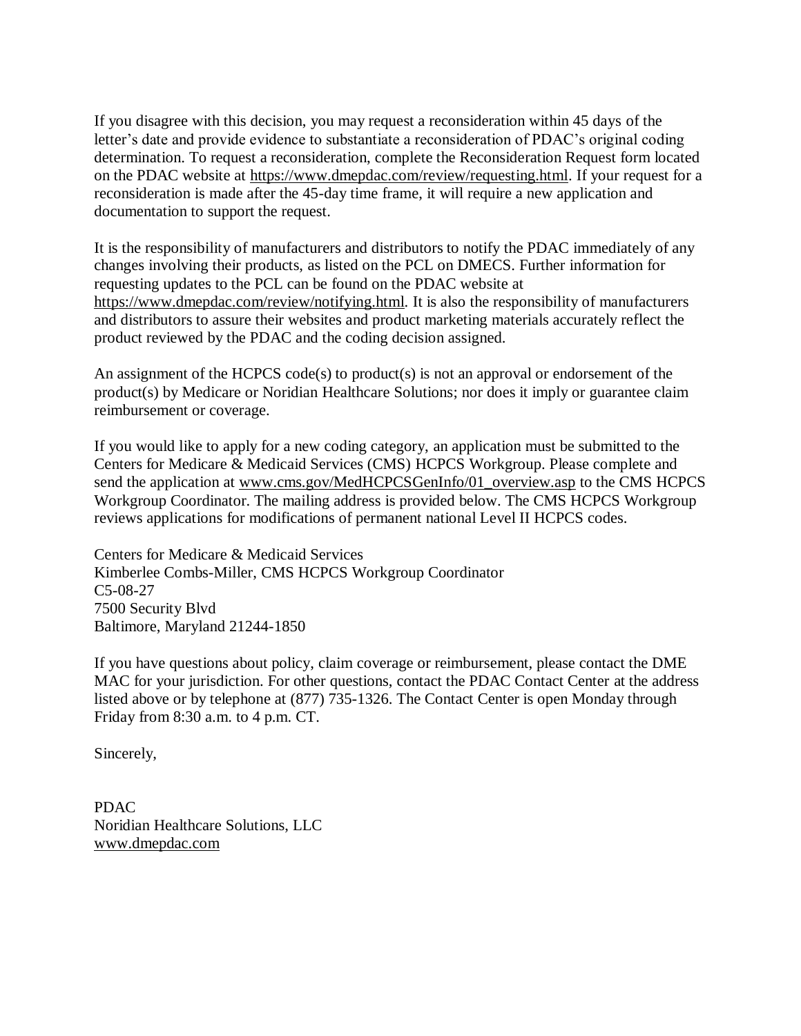If you disagree with this decision, you may request a reconsideration within 45 days of the letter's date and provide evidence to substantiate a reconsideration of PDAC's original coding determination. To request a reconsideration, complete the Reconsideration Request form located on the PDAC website at https://www.dmepdac.com/review/requesting.html. If your request for a reconsideration is made after the 45-day time frame, it will require a new application and documentation to support the request.

It is the responsibility of manufacturers and distributors to notify the PDAC immediately of any changes involving their products, as listed on the PCL on DMECS. Further information for requesting updates to the PCL can be found on the PDAC website at https://www.dmepdac.com/review/notifying.html. It is also the responsibility of manufacturers and distributors to assure their websites and product marketing materials accurately reflect the product reviewed by the PDAC and the coding decision assigned.

An assignment of the HCPCS code(s) to product(s) is not an approval or endorsement of the product(s) by Medicare or Noridian Healthcare Solutions; nor does it imply or guarantee claim reimbursement or coverage.

If you would like to apply for a new coding category, an application must be submitted to the Centers for Medicare & Medicaid Services (CMS) HCPCS Workgroup. Please complete and send the application at www.cms.gov/MedHCPCSGenInfo/01_overview.asp to the CMS HCPCS Workgroup Coordinator. The mailing address is provided below. The CMS HCPCS Workgroup reviews applications for modifications of permanent national Level II HCPCS codes.

Centers for Medicare & Medicaid Services  
Kimberlee Combs-Miller, CMS HCPCS Workgroup Coordinator  
C5-08-27  
7500 Security Blvd  
Baltimore, Maryland 21244-1850

If you have questions about policy, claim coverage or reimbursement, please contact the DME MAC for your jurisdiction. For other questions, contact the PDAC Contact Center at the address listed above or by telephone at (877) 735-1326. The Contact Center is open Monday through Friday from 8:30 a.m. to 4 p.m. CT.

Sincerely,

PDAC  
Noridian Healthcare Solutions, LLC  
www.dmepdac.com